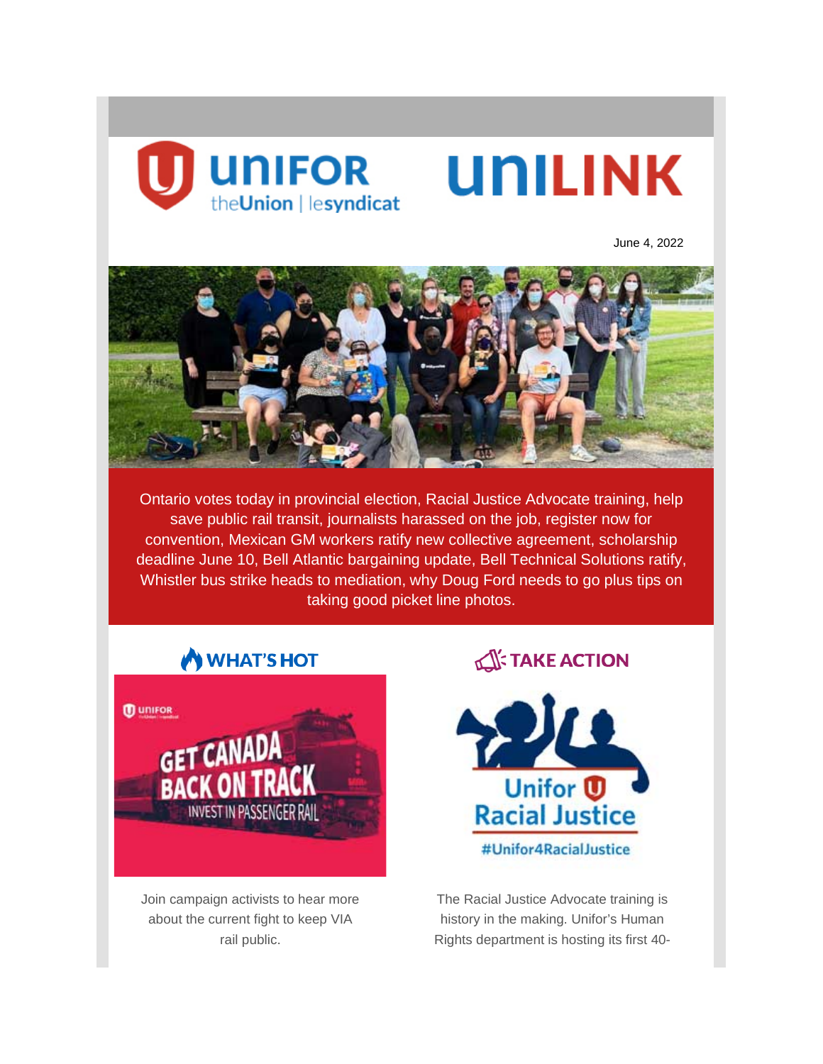UNIFOR theUnion | lesyndicat

# UNILINK

June 4, 2022

Ontario votes today in provincial election, Racial Justice Advocate training, help save public rail transit, journalists harassed on the job, register now for convention, Mexican GM workers ratify new collective agreement, scholarship deadline June 10, Bell Atlantic bargaining update, Bell Technical Solutions ratify, Whistler bus strike heads to mediation, why Doug Ford needs to go plus tips on taking good picket line photos.

## WHAT'S HOT

GET CANADA BACK ON TRACK
INVEST IN PASSENGER RAIL

Join campaign activists to hear more about the current fight to keep VIA rail public.

## TAKE ACTION

Unifor Racial Justice
#Unifor4RacialJustice

The Racial Justice Advocate training is history in the making. Unifor's Human Rights department is hosting its first 40-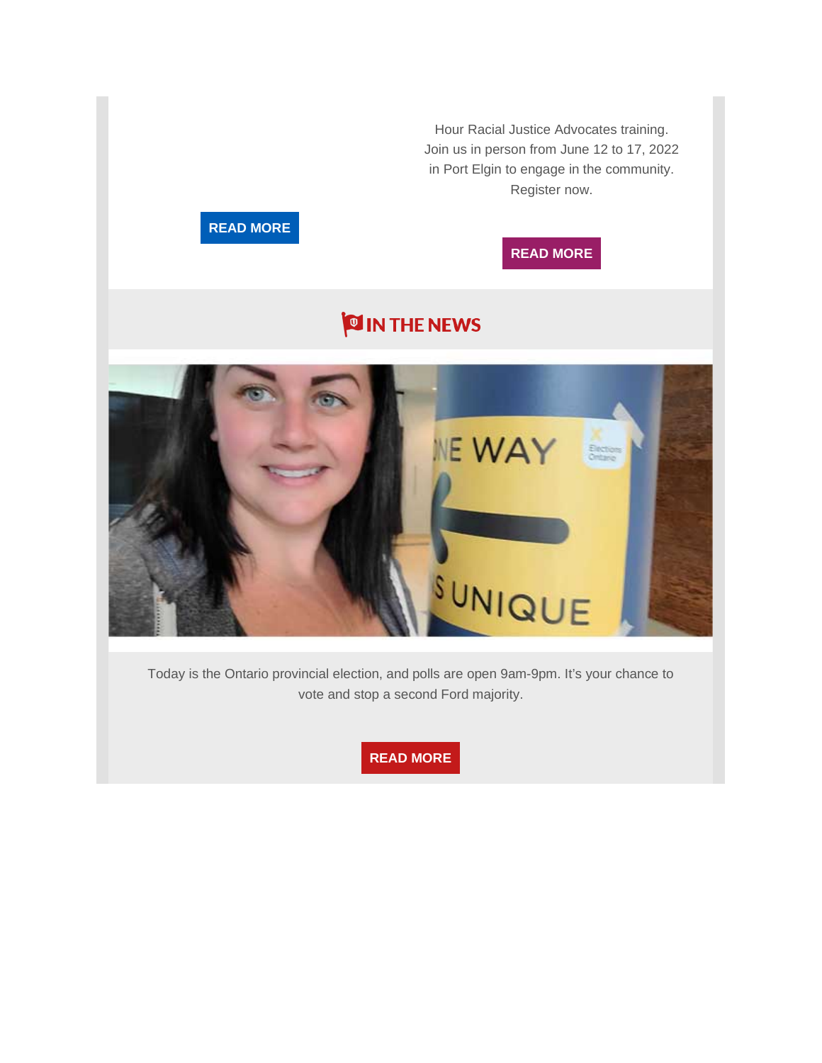Hour Racial Justice Advocates training. Join us in person from June 12 to 17, 2022 in Port Elgin to engage in the community. Register now.

**READ MORE**

**READ MORE**

## IN THE NEWS

Today is the Ontario provincial election, and polls are open 9am-9pm. It's your chance to vote and stop a second Ford majority.

**READ MORE**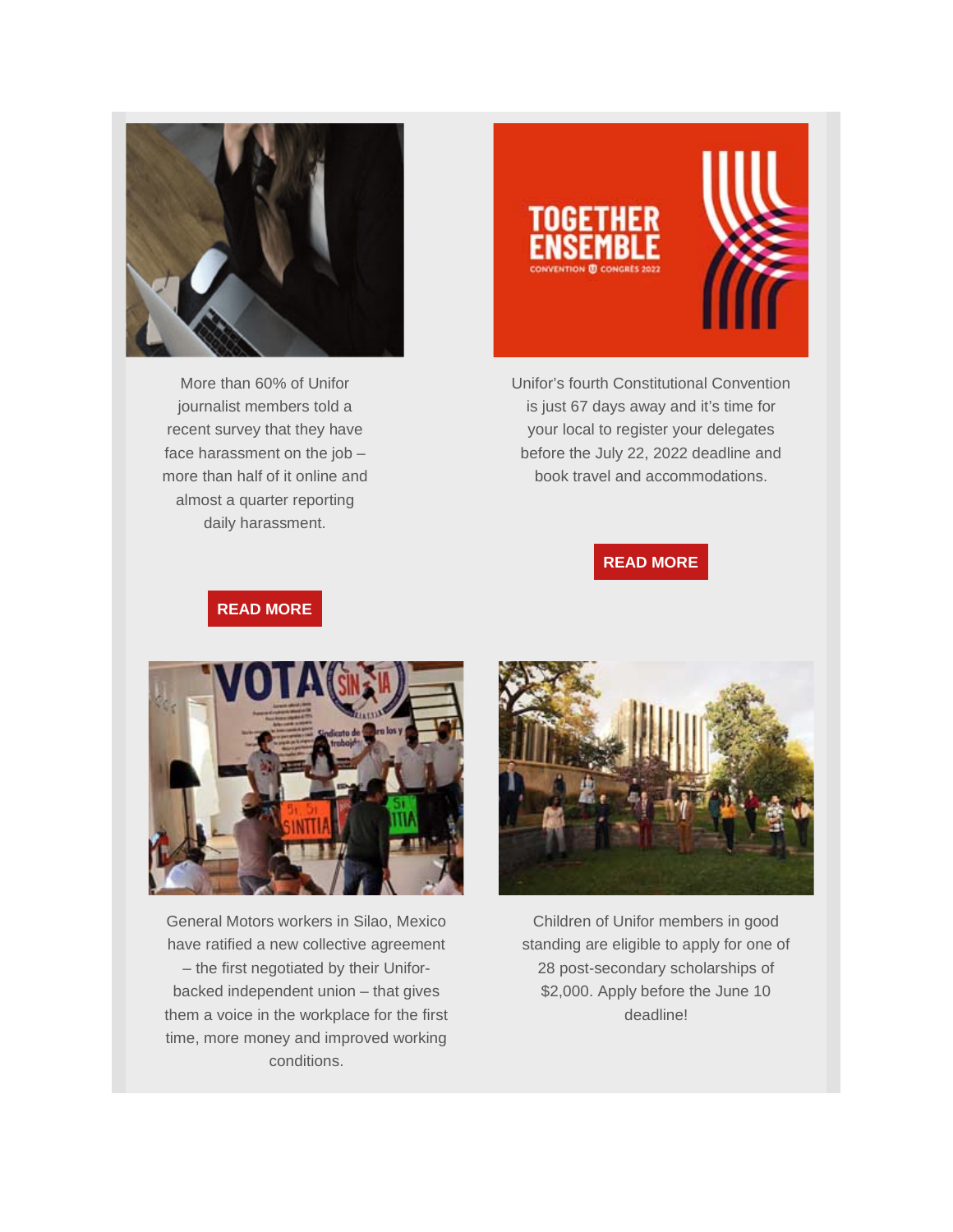More than 60% of Unifor journalist members told a recent survey that they have face harassment on the job – more than half of it online and almost a quarter reporting daily harassment.

**READ MORE**

Unifor's fourth Constitutional Convention is just 67 days away and it's time for your local to register your delegates before the July 22, 2022 deadline and book travel and accommodations.

**READ MORE**

General Motors workers in Silao, Mexico have ratified a new collective agreement – the first negotiated by their Unifor-backed independent union – that gives them a voice in the workplace for the first time, more money and improved working conditions.

Children of Unifor members in good standing are eligible to apply for one of 28 post-secondary scholarships of $2,000. Apply before the June 10 deadline!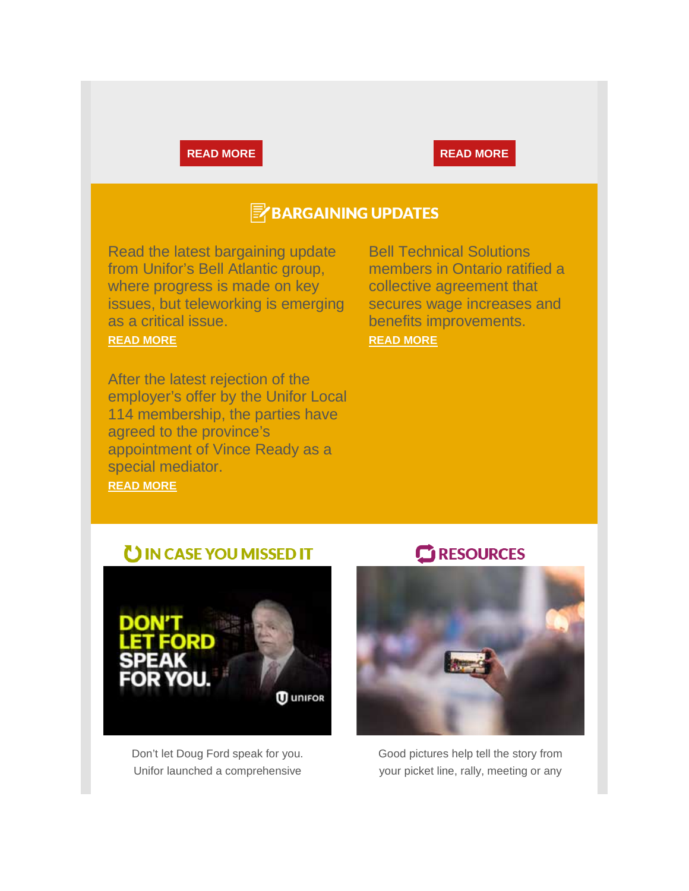READ MORE

READ MORE

## BARGAINING UPDATES

Read the latest bargaining update from Unifor's Bell Atlantic group, where progress is made on key issues, but teleworking is emerging as a critical issue.

**READ MORE**

Bell Technical Solutions members in Ontario ratified a collective agreement that secures wage increases and benefits improvements.

**READ MORE**

After the latest rejection of the employer's offer by the Unifor Local 114 membership, the parties have agreed to the province's appointment of Vince Ready as a special mediator.

**READ MORE**

## IN CASE YOU MISSED IT

Don't let Doug Ford speak for you. Unifor launched a comprehensive

## RESOURCES

Good pictures help tell the story from your picket line, rally, meeting or any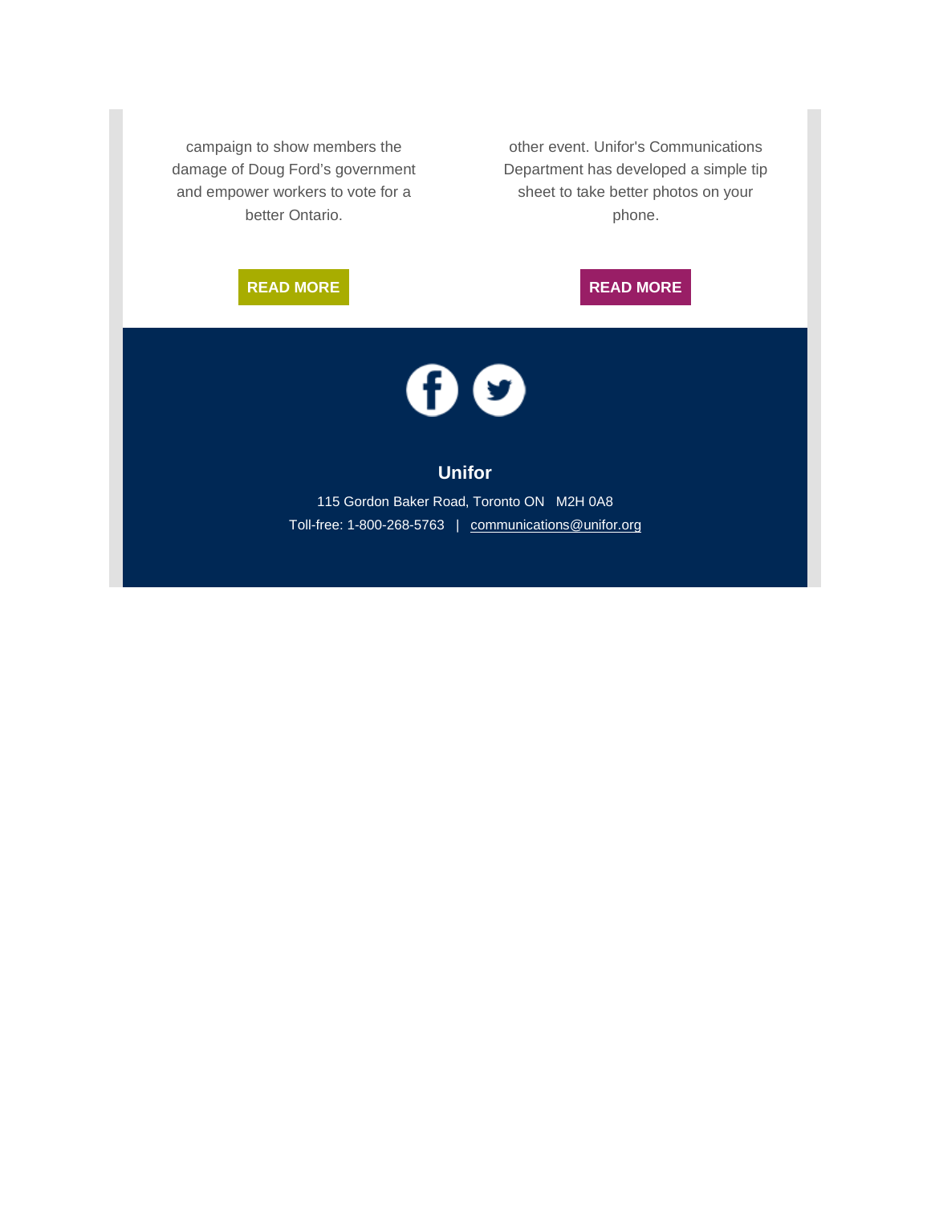campaign to show members the damage of Doug Ford's government and empower workers to vote for a better Ontario.

**READ MORE**

other event. Unifor's Communications Department has developed a simple tip sheet to take better photos on your phone.

**READ MORE**

**Unifor**

115 Gordon Baker Road, Toronto ON M2H 0A8

Toll-free: 1-800-268-5763 | communications@unifor.org